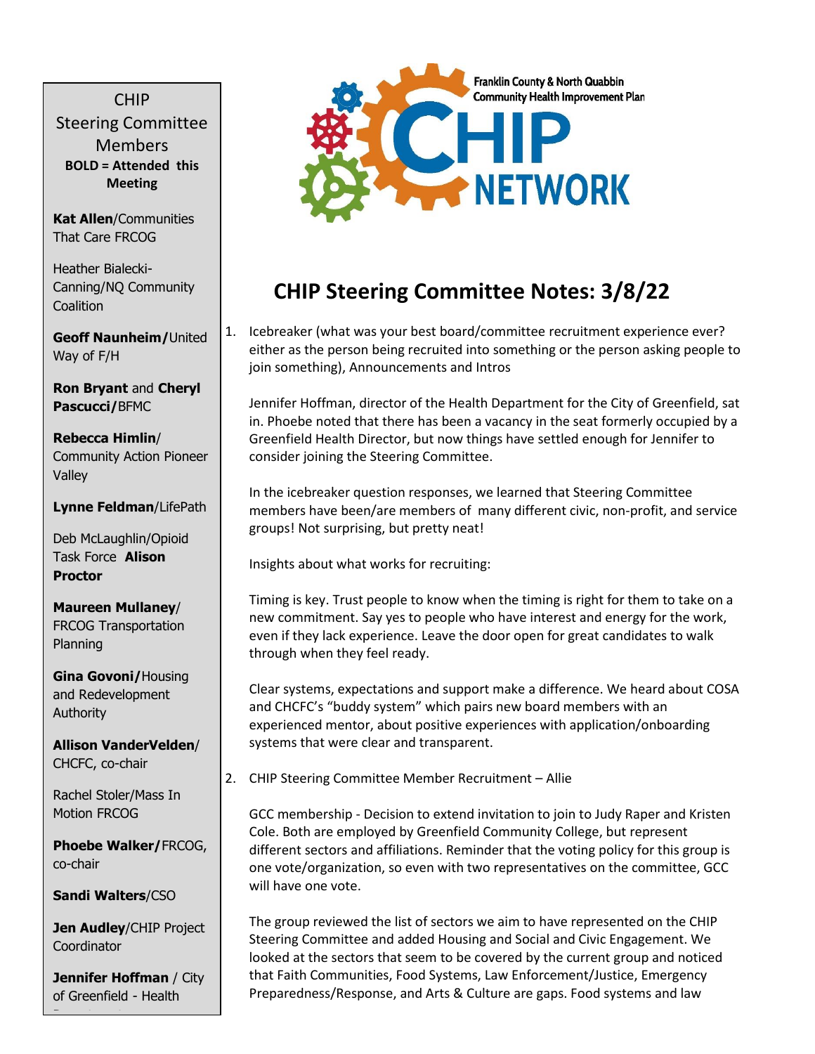Franklin County & North Quabbin Community Health Improvement Plan

CHIP NETWORK

# CHIP Steering Committee Notes: 3/8/22

1. Icebreaker (what was your best board/committee recruitment experience ever? either as the person being recruited into something or the person asking people to join something), Announcements and Intros

   Jennifer Hoffman, director of the Health Department for the City of Greenfield, sat in. Phoebe noted that there has been a vacancy in the seat formerly occupied by a Greenfield Health Director, but now things have settled enough for Jennifer to consider joining the Steering Committee.

   In the icebreaker question responses, we learned that Steering Committee members have been/are members of many different civic, non-profit, and service groups! Not surprising, but pretty neat!

   Insights about what works for recruiting:

   Timing is key. Trust people to know when the timing is right for them to take on a new commitment. Say yes to people who have interest and energy for the work, even if they lack experience. Leave the door open for great candidates to walk through when they feel ready.

   Clear systems, expectations and support make a difference. We heard about COSA and CHCFC's "buddy system" which pairs new board members with an experienced mentor, about positive experiences with application/onboarding systems that were clear and transparent.

2. CHIP Steering Committee Member Recruitment – Allie

   GCC membership - Decision to extend invitation to join to Judy Raper and Kristen Cole. Both are employed by Greenfield Community College, but represent different sectors and affiliations. Reminder that the voting policy for this group is one vote/organization, so even with two representatives on the committee, GCC will have one vote.

   The group reviewed the list of sectors we aim to have represented on the CHIP Steering Committee and added Housing and Social and Civic Engagement. We looked at the sectors that seem to be covered by the current group and noticed that Faith Communities, Food Systems, Law Enforcement/Justice, Emergency Preparedness/Response, and Arts & Culture are gaps. Food systems and law

---

**CHIP Steering Committee Members**

**BOLD = Attended this Meeting**

**Kat Allen**/Communities That Care FRCOG

Heather Bialecki-Canning/NQ Community Coalition

**Geoff Naunheim/**United Way of F/H

**Ron Bryant** and **Cheryl Pascucci/**BFMC

**Rebecca Himlin**/ Community Action Pioneer Valley

**Lynne Feldman**/LifePath

Deb McLaughlin/Opioid Task Force **Alison Proctor**

**Maureen Mullaney**/ FRCOG Transportation Planning

**Gina Govoni/**Housing and Redevelopment Authority

**Allison VanderVelden**/ CHCFC, co-chair

Rachel Stoler/Mass In Motion FRCOG

**Phoebe Walker/**FRCOG, co-chair

**Sandi Walters**/CSO

**Jen Audley**/CHIP Project Coordinator

**Jennifer Hoffman** / City of Greenfield - Health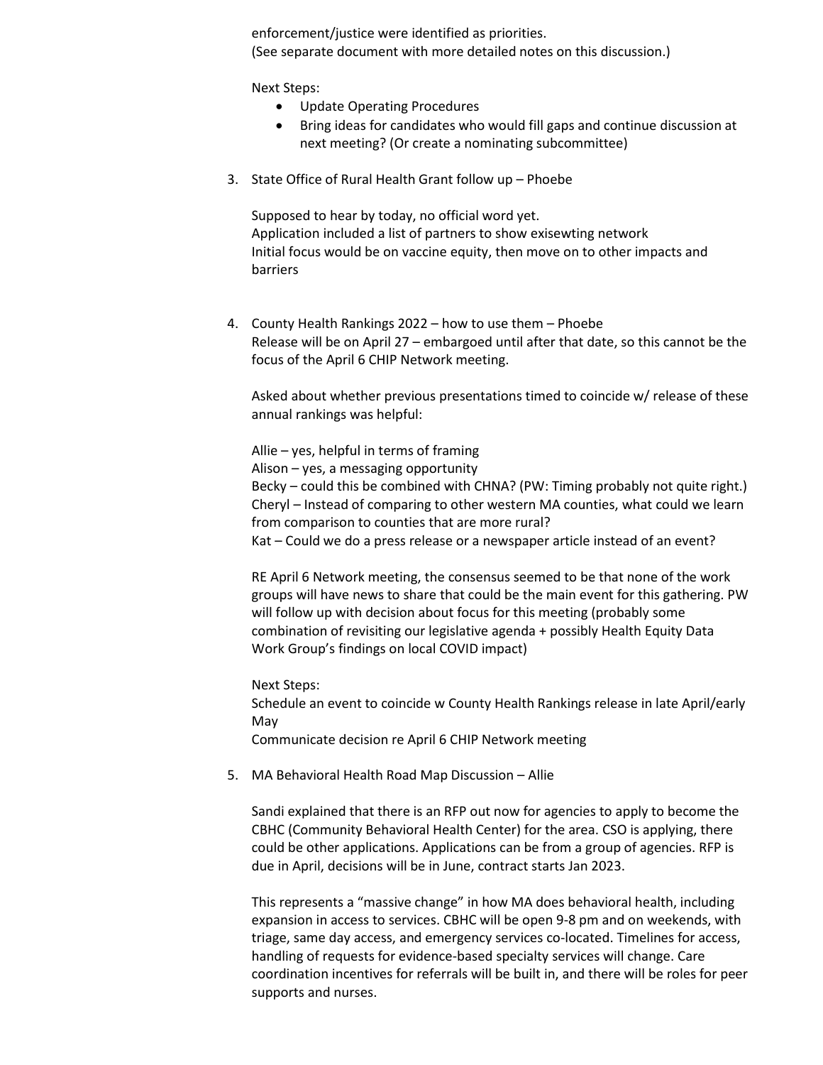enforcement/justice were identified as priorities.
(See separate document with more detailed notes on this discussion.)

Next Steps:

- Update Operating Procedures
- Bring ideas for candidates who would fill gaps and continue discussion at next meeting? (Or create a nominating subcommittee)

3. State Office of Rural Health Grant follow up – Phoebe

   Supposed to hear by today, no official word yet.
   Application included a list of partners to show exisewting network
   Initial focus would be on vaccine equity, then move on to other impacts and barriers

4. County Health Rankings 2022 – how to use them – Phoebe
   Release will be on April 27 – embargoed until after that date, so this cannot be the focus of the April 6 CHIP Network meeting.

   Asked about whether previous presentations timed to coincide w/ release of these annual rankings was helpful:

   Allie – yes, helpful in terms of framing
   Alison – yes, a messaging opportunity
   Becky – could this be combined with CHNA? (PW: Timing probably not quite right.)
   Cheryl – Instead of comparing to other western MA counties, what could we learn from comparison to counties that are more rural?
   Kat – Could we do a press release or a newspaper article instead of an event?

   RE April 6 Network meeting, the consensus seemed to be that none of the work groups will have news to share that could be the main event for this gathering. PW will follow up with decision about focus for this meeting (probably some combination of revisiting our legislative agenda + possibly Health Equity Data Work Group's findings on local COVID impact)

   Next Steps:
   Schedule an event to coincide w County Health Rankings release in late April/early May
   Communicate decision re April 6 CHIP Network meeting

5. MA Behavioral Health Road Map Discussion – Allie

   Sandi explained that there is an RFP out now for agencies to apply to become the CBHC (Community Behavioral Health Center) for the area. CSO is applying, there could be other applications. Applications can be from a group of agencies. RFP is due in April, decisions will be in June, contract starts Jan 2023.

   This represents a "massive change" in how MA does behavioral health, including expansion in access to services. CBHC will be open 9-8 pm and on weekends, with triage, same day access, and emergency services co-located. Timelines for access, handling of requests for evidence-based specialty services will change. Care coordination incentives for referrals will be built in, and there will be roles for peer supports and nurses.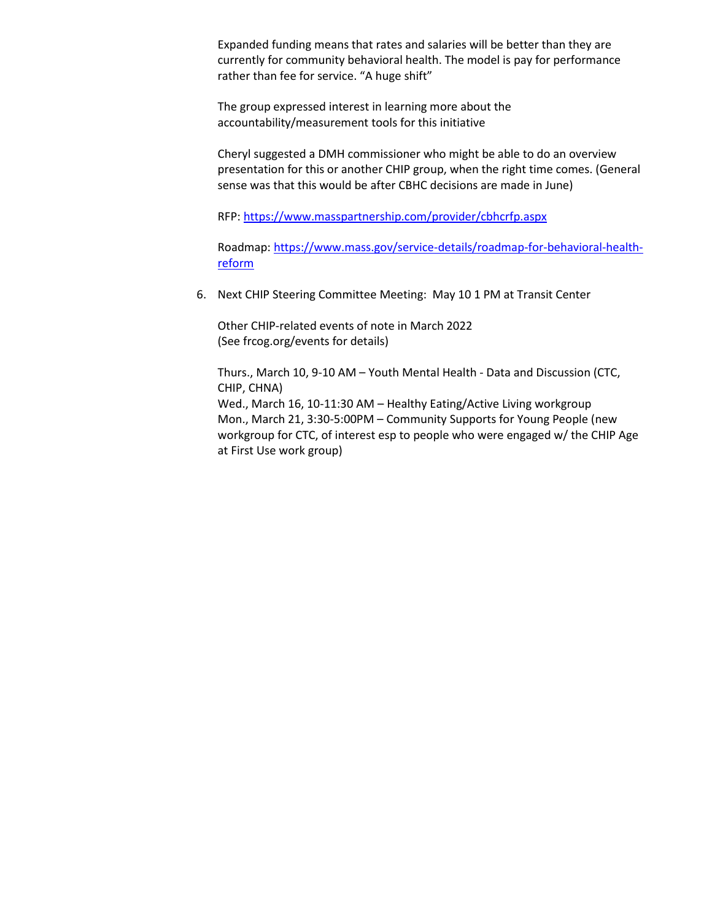Expanded funding means that rates and salaries will be better than they are currently for community behavioral health. The model is pay for performance rather than fee for service. "A huge shift"

The group expressed interest in learning more about the accountability/measurement tools for this initiative

Cheryl suggested a DMH commissioner who might be able to do an overview presentation for this or another CHIP group, when the right time comes. (General sense was that this would be after CBHC decisions are made in June)

RFP: [https://www.masspartnership.com/provider/cbhcrfp.aspx](https://www.masspartnership.com/provider/cbhcrfp.aspx)

Roadmap: [https://www.mass.gov/service-details/roadmap-for-behavioral-health-reform](https://www.mass.gov/service-details/roadmap-for-behavioral-health-reform)

6. Next CHIP Steering Committee Meeting: May 10 1 PM at Transit Center

   Other CHIP-related events of note in March 2022
   (See frcog.org/events for details)

   Thurs., March 10, 9-10 AM – Youth Mental Health - Data and Discussion (CTC, CHIP, CHNA)
   Wed., March 16, 10-11:30 AM – Healthy Eating/Active Living workgroup
   Mon., March 21, 3:30-5:00PM – Community Supports for Young People (new workgroup for CTC, of interest esp to people who were engaged w/ the CHIP Age at First Use work group)